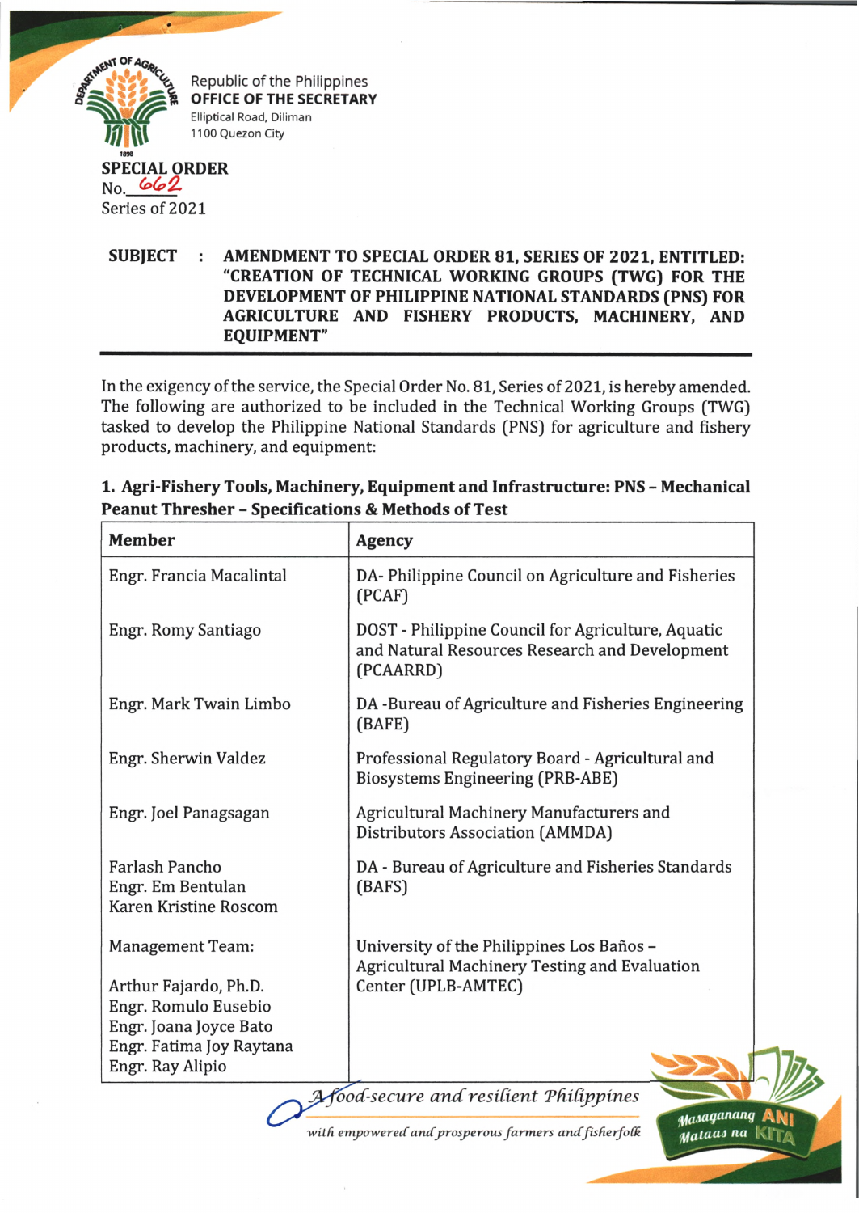Republic of the Philippines
**OFFICE OF THE SECRETARY**
Elliptical Road, Diliman
1100 Quezon City

**SPECIAL ORDER**
No. 662
Series of 2021

**SUBJECT : AMENDMENT TO SPECIAL ORDER 81, SERIES OF 2021, ENTITLED: "CREATION OF TECHNICAL WORKING GROUPS (TWG) FOR THE DEVELOPMENT OF PHILIPPINE NATIONAL STANDARDS (PNS) FOR AGRICULTURE AND FISHERY PRODUCTS, MACHINERY, AND EQUIPMENT"**

In the exigency of the service, the Special Order No. 81, Series of 2021, is hereby amended. The following are authorized to be included in the Technical Working Groups (TWG) tasked to develop the Philippine National Standards (PNS) for agriculture and fishery products, machinery, and equipment:

**1. Agri-Fishery Tools, Machinery, Equipment and Infrastructure: PNS – Mechanical Peanut Thresher – Specifications & Methods of Test**

| Member | Agency |
|---|---|
| Engr. Francia Macalintal | DA- Philippine Council on Agriculture and Fisheries (PCAF) |
| Engr. Romy Santiago | DOST - Philippine Council for Agriculture, Aquatic and Natural Resources Research and Development (PCAARRD) |
| Engr. Mark Twain Limbo | DA -Bureau of Agriculture and Fisheries Engineering (BAFE) |
| Engr. Sherwin Valdez | Professional Regulatory Board - Agricultural and Biosystems Engineering (PRB-ABE) |
| Engr. Joel Panagsagan | Agricultural Machinery Manufacturers and Distributors Association (AMMDA) |
| Farlash Pancho<br>Engr. Em Bentulan<br>Karen Kristine Roscom | DA - Bureau of Agriculture and Fisheries Standards (BAFS) |
| Management Team:<br><br>Arthur Fajardo, Ph.D.<br>Engr. Romulo Eusebio<br>Engr. Joana Joyce Bato<br>Engr. Fatima Joy Raytana<br>Engr. Ray Alipio | University of the Philippines Los Baños – Agricultural Machinery Testing and Evaluation Center (UPLB-AMTEC) |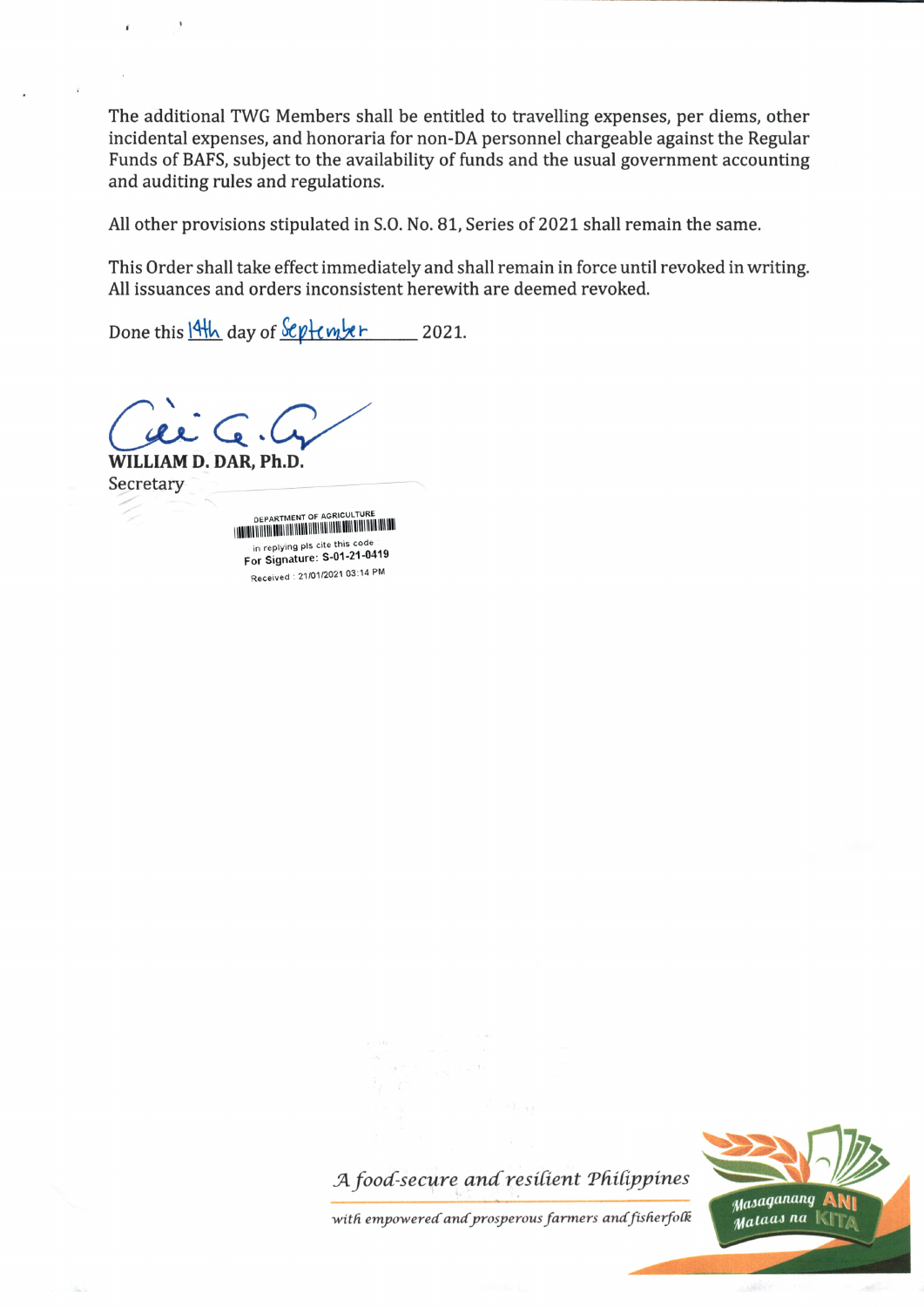The additional TWG Members shall be entitled to travelling expenses, per diems, other incidental expenses, and honoraria for non-DA personnel chargeable against the Regular Funds of BAFS, subject to the availability of funds and the usual government accounting and auditing rules and regulations.

All other provisions stipulated in S.O. No. 81, Series of 2021 shall remain the same.

This Order shall take effect immediately and shall remain in force until revoked in writing. All issuances and orders inconsistent herewith are deemed revoked.

Done this 14th day of September 2021.

**WILLIAM D. DAR, Ph.D.**
Secretary

DEPARTMENT OF AGRICULTURE
in replying pls cite this code
For Signature: S-01-21-0419
Received : 21/01/2021 03:14 PM

*A food-secure and resilient Philippines*
*with empowered and prosperous farmers and fisherfolk*

Masaganang ANI Mataas na KITA